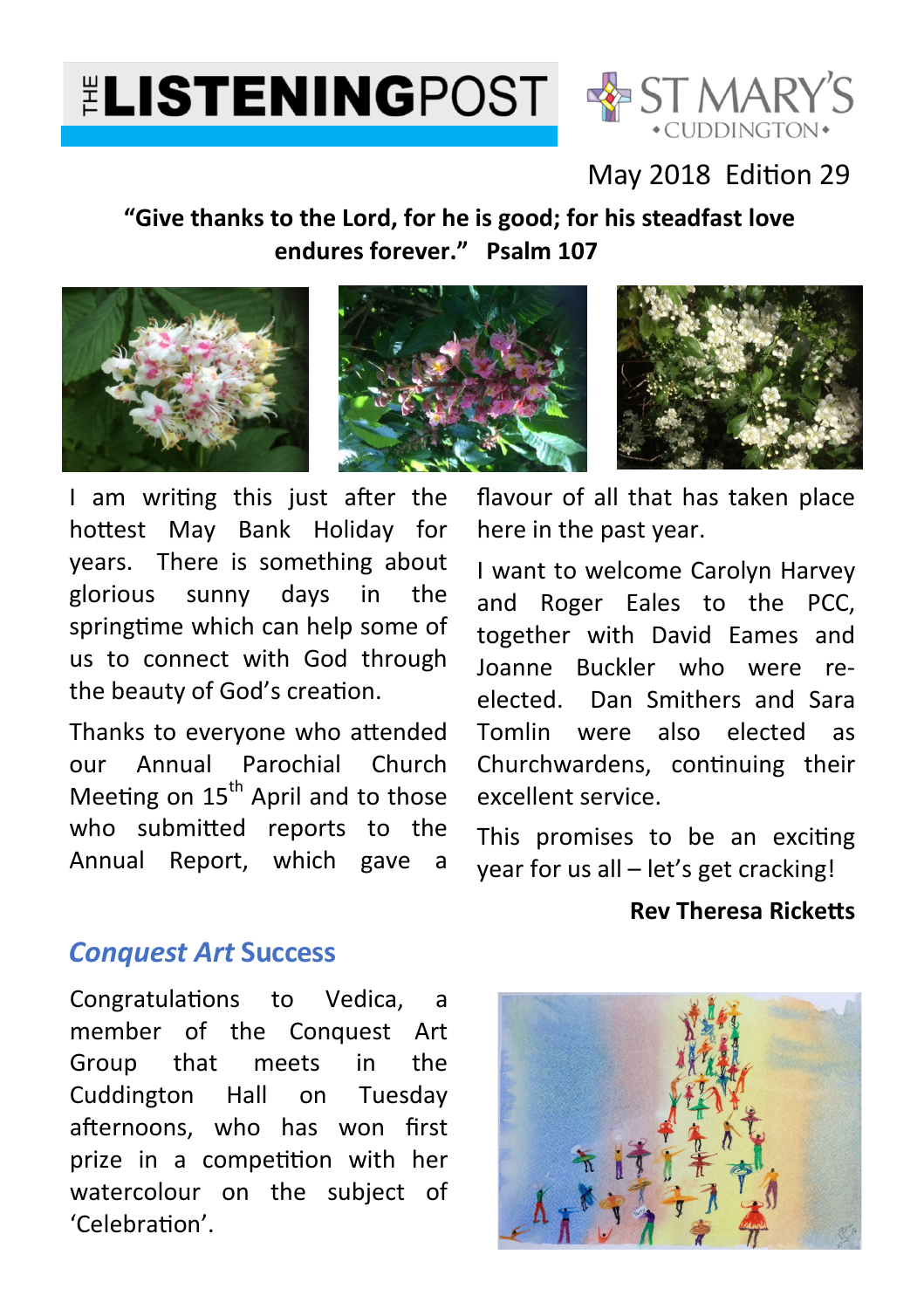# THE LISTENING POST

ST MARY'S CUDDINGTON

May 2018 Edition 29

**"Give thanks to the Lord, for he is good; for his steadfast love endures forever." Psalm 107**

I am writing this just after the hottest May Bank Holiday for years. There is something about glorious sunny days in the springtime which can help some of us to connect with God through the beauty of God's creation.

Thanks to everyone who attended our Annual Parochial Church Meeting on 15th April and to those who submitted reports to the Annual Report, which gave a flavour of all that has taken place here in the past year.

I want to welcome Carolyn Harvey and Roger Eales to the PCC, together with David Eames and Joanne Buckler who were re-elected. Dan Smithers and Sara Tomlin were also elected as Churchwardens, continuing their excellent service.

This promises to be an exciting year for us all – let's get cracking!

**Rev Theresa Ricketts**

## *Conquest Art* Success

Congratulations to Vedica, a member of the Conquest Art Group that meets in the Cuddington Hall on Tuesday afternoons, who has won first prize in a competition with her watercolour on the subject of 'Celebration'.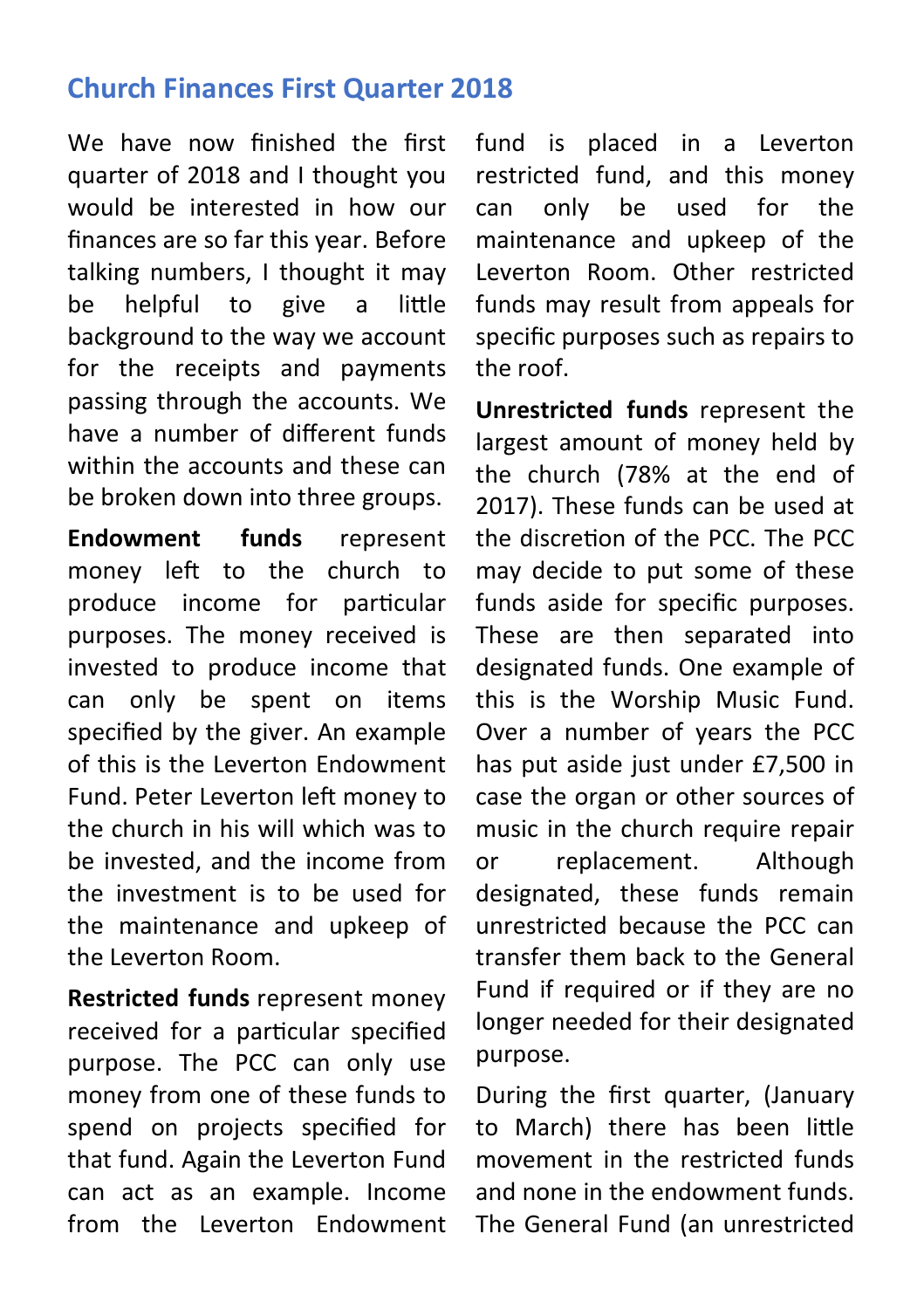## Church Finances First Quarter 2018

We have now finished the first quarter of 2018 and I thought you would be interested in how our finances are so far this year. Before talking numbers, I thought it may be helpful to give a little background to the way we account for the receipts and payments passing through the accounts. We have a number of different funds within the accounts and these can be broken down into three groups.

**Endowment funds** represent money left to the church to produce income for particular purposes. The money received is invested to produce income that can only be spent on items specified by the giver. An example of this is the Leverton Endowment Fund. Peter Leverton left money to the church in his will which was to be invested, and the income from the investment is to be used for the maintenance and upkeep of the Leverton Room.

**Restricted funds** represent money received for a particular specified purpose. The PCC can only use money from one of these funds to spend on projects specified for that fund. Again the Leverton Fund can act as an example. Income from the Leverton Endowment fund is placed in a Leverton restricted fund, and this money can only be used for the maintenance and upkeep of the Leverton Room. Other restricted funds may result from appeals for specific purposes such as repairs to the roof.

**Unrestricted funds** represent the largest amount of money held by the church (78% at the end of 2017). These funds can be used at the discretion of the PCC. The PCC may decide to put some of these funds aside for specific purposes. These are then separated into designated funds. One example of this is the Worship Music Fund. Over a number of years the PCC has put aside just under £7,500 in case the organ or other sources of music in the church require repair or replacement. Although designated, these funds remain unrestricted because the PCC can transfer them back to the General Fund if required or if they are no longer needed for their designated purpose.

During the first quarter, (January to March) there has been little movement in the restricted funds and none in the endowment funds. The General Fund (an unrestricted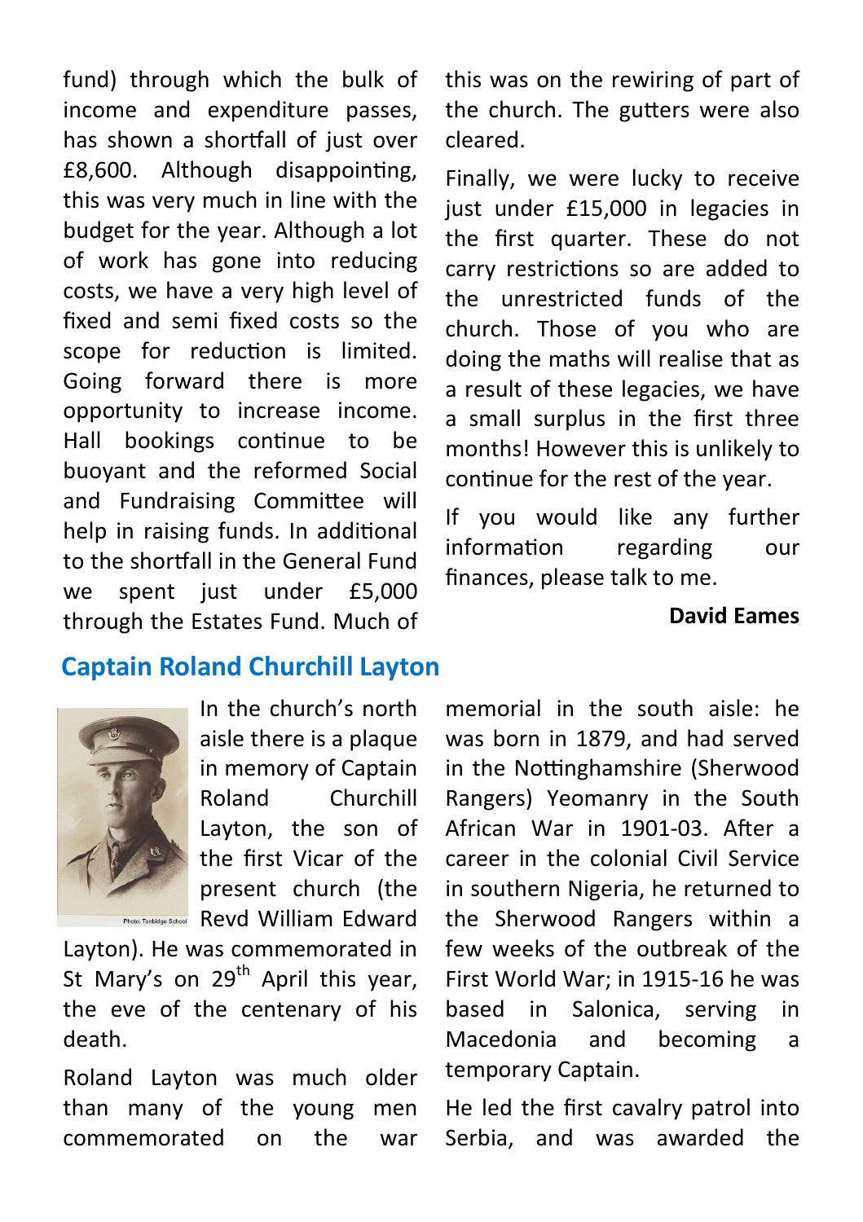fund) through which the bulk of income and expenditure passes, has shown a shortfall of just over £8,600. Although disappointing, this was very much in line with the budget for the year. Although a lot of work has gone into reducing costs, we have a very high level of fixed and semi fixed costs so the scope for reduction is limited. Going forward there is more opportunity to increase income. Hall bookings continue to be buoyant and the reformed Social and Fundraising Committee will help in raising funds. In additional to the shortfall in the General Fund we spent just under £5,000 through the Estates Fund. Much of this was on the rewiring of part of the church. The gutters were also cleared.

Finally, we were lucky to receive just under £15,000 in legacies in the first quarter. These do not carry restrictions so are added to the unrestricted funds of the church. Those of you who are doing the maths will realise that as a result of these legacies, we have a small surplus in the first three months! However this is unlikely to continue for the rest of the year.

If you would like any further information regarding our finances, please talk to me.

**David Eames**

## Captain Roland Churchill Layton

Photo: Tonbidge School

In the church's north aisle there is a plaque in memory of Captain Roland Churchill Layton, the son of the first Vicar of the present church (the Revd William Edward Layton). He was commemorated in St Mary's on 29th April this year, the eve of the centenary of his death.

Roland Layton was much older than many of the young men commemorated on the war memorial in the south aisle: he was born in 1879, and had served in the Nottinghamshire (Sherwood Rangers) Yeomanry in the South African War in 1901-03. After a career in the colonial Civil Service in southern Nigeria, he returned to the Sherwood Rangers within a few weeks of the outbreak of the First World War; in 1915-16 he was based in Salonica, serving in Macedonia and becoming a temporary Captain.

He led the first cavalry patrol into Serbia, and was awarded the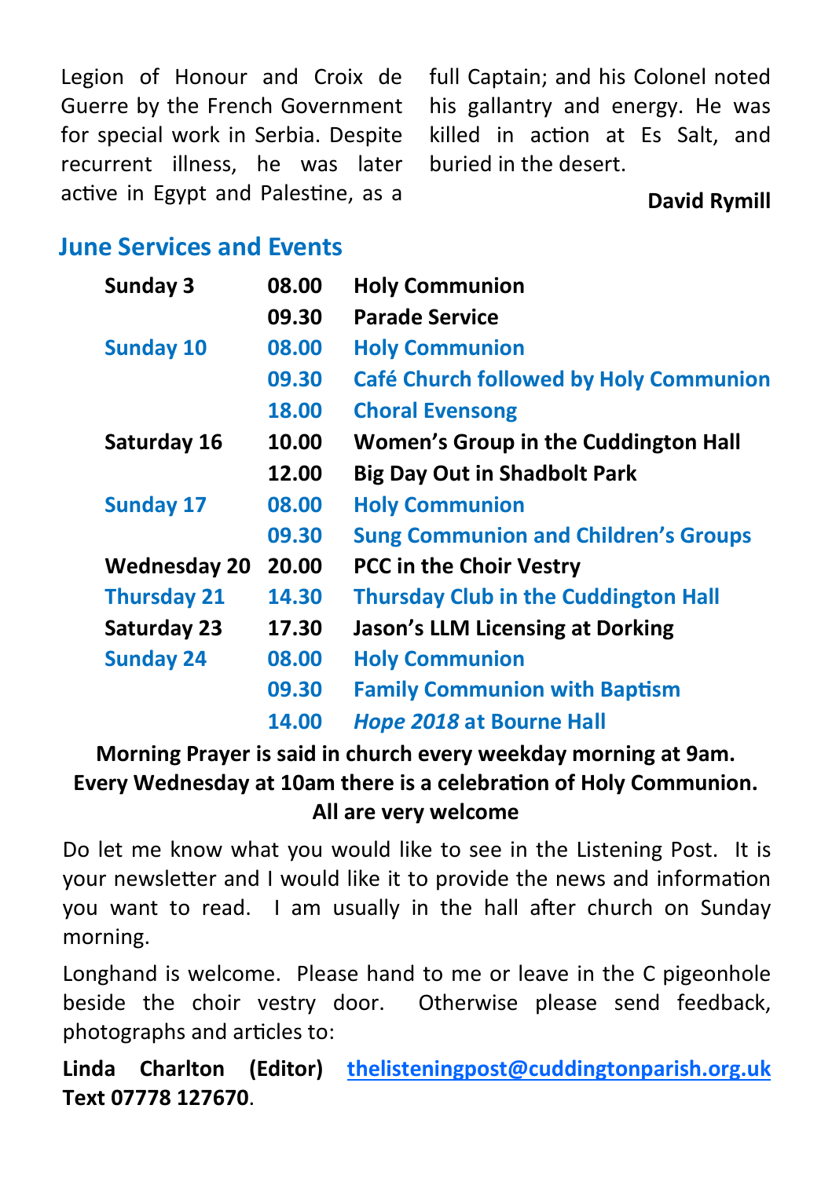Legion of Honour and Croix de Guerre by the French Government for special work in Serbia. Despite recurrent illness, he was later active in Egypt and Palestine, as a full Captain; and his Colonel noted his gallantry and energy. He was killed in action at Es Salt, and buried in the desert.

**David Rymill**

## June Services and Events

| | | |
|---|---|---|
| **Sunday 3** | **08.00** | **Holy Communion** |
| | **09.30** | **Parade Service** |
| **Sunday 10** | **08.00** | **Holy Communion** |
| | **09.30** | **Café Church followed by Holy Communion** |
| | **18.00** | **Choral Evensong** |
| **Saturday 16** | **10.00** | **Women's Group in the Cuddington Hall** |
| | **12.00** | **Big Day Out in Shadbolt Park** |
| **Sunday 17** | **08.00** | **Holy Communion** |
| | **09.30** | **Sung Communion and Children's Groups** |
| **Wednesday 20** | **20.00** | **PCC in the Choir Vestry** |
| **Thursday 21** | **14.30** | **Thursday Club in the Cuddington Hall** |
| **Saturday 23** | **17.30** | **Jason's LLM Licensing at Dorking** |
| **Sunday 24** | **08.00** | **Holy Communion** |
| | **09.30** | **Family Communion with Baptism** |
| | **14.00** | ***Hope 2018* at Bourne Hall** |

**Morning Prayer is said in church every weekday morning at 9am.**
**Every Wednesday at 10am there is a celebration of Holy Communion.**
**All are very welcome**

Do let me know what you would like to see in the Listening Post. It is your newsletter and I would like it to provide the news and information you want to read. I am usually in the hall after church on Sunday morning.

Longhand is welcome. Please hand to me or leave in the C pigeonhole beside the choir vestry door. Otherwise please send feedback, photographs and articles to:

**Linda Charlton (Editor)** thelisteningpost@cuddingtonparish.org.uk
**Text 07778 127670**.